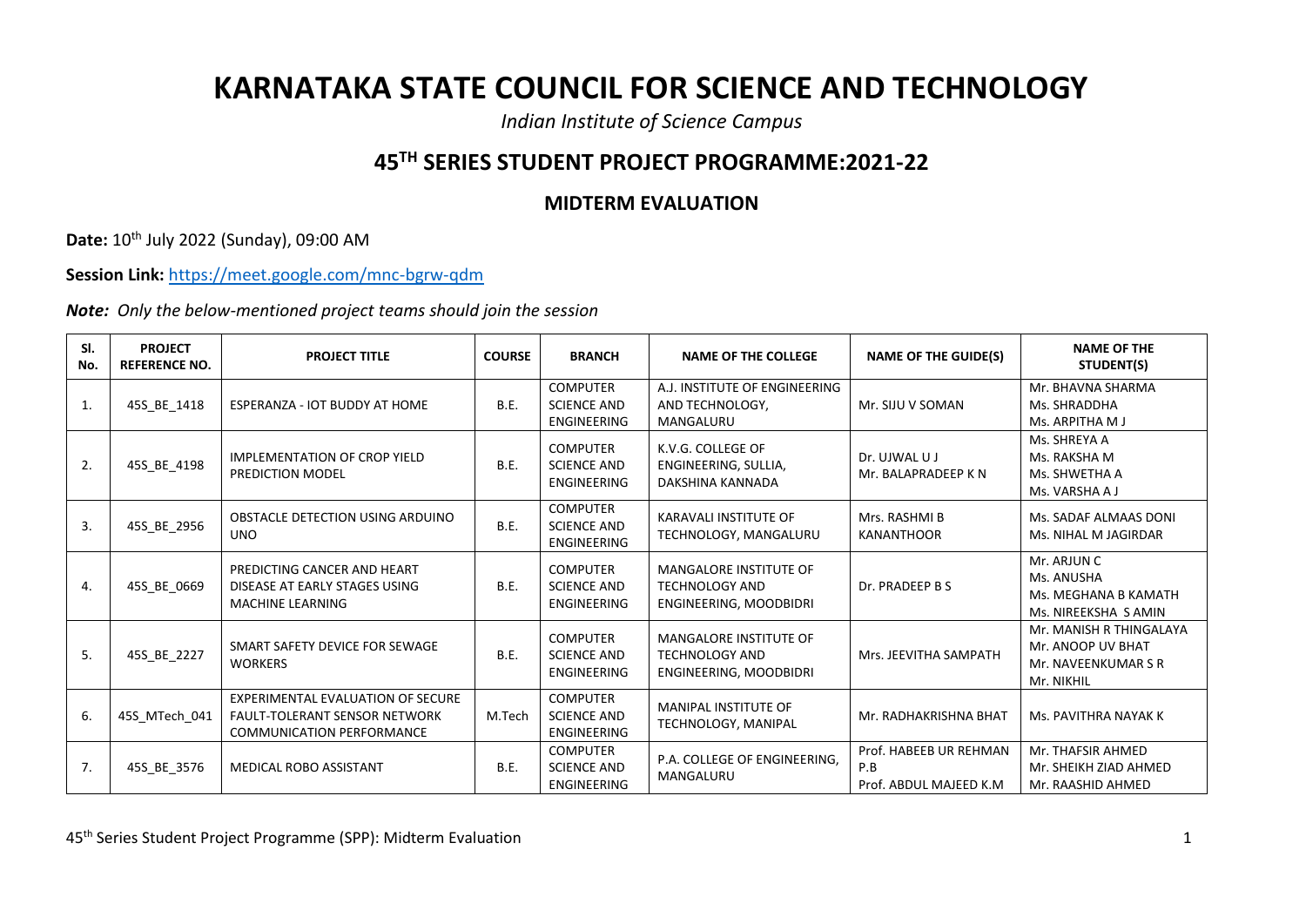# KARNATAKA STATE COUNCIL FOR SCIENCE AND TECHNOLOGY

*Indian Institute of Science Campus*

## 45TH SERIES STUDENT PROJECT PROGRAMME:2021-22

### MIDTERM EVALUATION

**Date:** 10th July 2022 (Sunday), 09:00 AM

**Session Link:** https://meet.google.com/mnc-bgrw-qdm

***Note:*** *Only the below-mentioned project teams should join the session*

| Sl. No. | PROJECT REFERENCE NO. | PROJECT TITLE | COURSE | BRANCH | NAME OF THE COLLEGE | NAME OF THE GUIDE(S) | NAME OF THE STUDENT(S) |
|---|---|---|---|---|---|---|---|
| 1. | 45S_BE_1418 | ESPERANZA - IOT BUDDY AT HOME | B.E. | COMPUTER SCIENCE AND ENGINEERING | A.J. INSTITUTE OF ENGINEERING AND TECHNOLOGY, MANGALURU | Mr. SIJU V SOMAN | Mr. BHAVNA SHARMA<br>Ms. SHRADDHA<br>Ms. ARPITHA M J |
| 2. | 45S_BE_4198 | IMPLEMENTATION OF CROP YIELD PREDICTION MODEL | B.E. | COMPUTER SCIENCE AND ENGINEERING | K.V.G. COLLEGE OF ENGINEERING, SULLIA, DAKSHINA KANNADA | Dr. UJWAL U J<br>Mr. BALAPRADEEP K N | Ms. SHREYA A<br>Ms. RAKSHA M<br>Ms. SHWETHA A<br>Ms. VARSHA A J |
| 3. | 45S_BE_2956 | OBSTACLE DETECTION USING ARDUINO UNO | B.E. | COMPUTER SCIENCE AND ENGINEERING | KARAVALI INSTITUTE OF TECHNOLOGY, MANGALURU | Mrs. RASHMI B KANANTHOOR | Ms. SADAF ALMAAS DONI<br>Ms. NIHAL M JAGIRDAR |
| 4. | 45S_BE_0669 | PREDICTING CANCER AND HEART DISEASE AT EARLY STAGES USING MACHINE LEARNING | B.E. | COMPUTER SCIENCE AND ENGINEERING | MANGALORE INSTITUTE OF TECHNOLOGY AND ENGINEERING, MOODBIDRI | Dr. PRADEEP B S | Mr. ARJUN C<br>Ms. ANUSHA<br>Ms. MEGHANA B KAMATH<br>Ms. NIREEKSHA S AMIN |
| 5. | 45S_BE_2227 | SMART SAFETY DEVICE FOR SEWAGE WORKERS | B.E. | COMPUTER SCIENCE AND ENGINEERING | MANGALORE INSTITUTE OF TECHNOLOGY AND ENGINEERING, MOODBIDRI | Mrs. JEEVITHA SAMPATH | Mr. MANISH R THINGALAYA<br>Mr. ANOOP UV BHAT<br>Mr. NAVEENKUMAR S R<br>Mr. NIKHIL |
| 6. | 45S_MTech_041 | EXPERIMENTAL EVALUATION OF SECURE FAULT-TOLERANT SENSOR NETWORK COMMUNICATION PERFORMANCE | M.Tech | COMPUTER SCIENCE AND ENGINEERING | MANIPAL INSTITUTE OF TECHNOLOGY, MANIPAL | Mr. RADHAKRISHNA BHAT | Ms. PAVITHRA NAYAK K |
| 7. | 45S_BE_3576 | MEDICAL ROBO ASSISTANT | B.E. | COMPUTER SCIENCE AND ENGINEERING | P.A. COLLEGE OF ENGINEERING, MANGALURU | Prof. HABEEB UR REHMAN P.B<br>Prof. ABDUL MAJEED K.M | Mr. THAFSIR AHMED<br>Mr. SHEIKH ZIAD AHMED<br>Mr. RAASHID AHMED |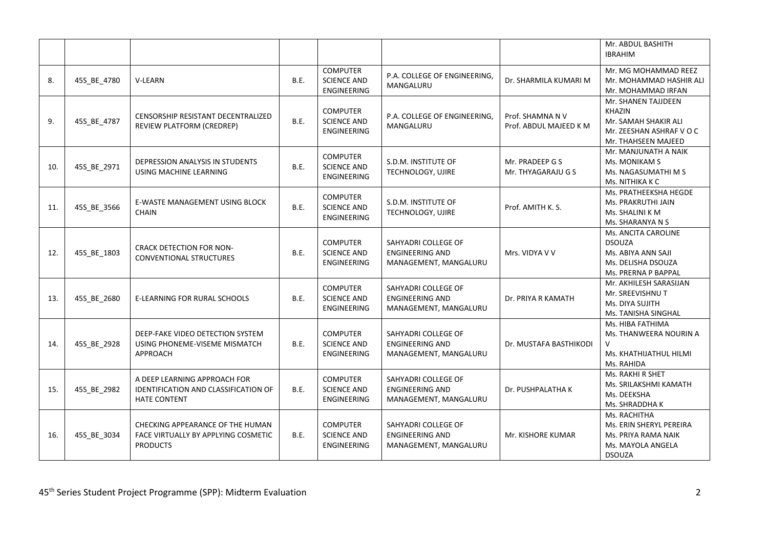| | | | | | | | Mr. ABDUL BASHITH IBRAHIM |
|---|---|---|---|---|---|---|---|
| 8. | 45S_BE_4780 | V-LEARN | B.E. | COMPUTER SCIENCE AND ENGINEERING | P.A. COLLEGE OF ENGINEERING, MANGALURU | Dr. SHARMILA KUMARI M | Mr. MG MOHAMMAD REEZ<br>Mr. MOHAMMAD HASHIR ALI<br>Mr. MOHAMMAD IRFAN |
| 9. | 45S_BE_4787 | CENSORSHIP RESISTANT DECENTRALIZED REVIEW PLATFORM (CREDREP) | B.E. | COMPUTER SCIENCE AND ENGINEERING | P.A. COLLEGE OF ENGINEERING, MANGALURU | Prof. SHAMNA N V<br>Prof. ABDUL MAJEED K M | Mr. SHANEN TAJJDEEN KHAZIN<br>Mr. SAMAH SHAKIR ALI<br>Mr. ZEESHAN ASHRAF V O C<br>Mr. THAHSEEN MAJEED |
| 10. | 45S_BE_2971 | DEPRESSION ANALYSIS IN STUDENTS USING MACHINE LEARNING | B.E. | COMPUTER SCIENCE AND ENGINEERING | S.D.M. INSTITUTE OF TECHNOLOGY, UJIRE | Mr. PRADEEP G S<br>Mr. THYAGARAJU G S | Mr. MANJUNATH A NAIK<br>Ms. MONIKAM S<br>Ms. NAGASUMATHI M S<br>Ms. NITHIKA K C |
| 11. | 45S_BE_3566 | E-WASTE MANAGEMENT USING BLOCK CHAIN | B.E. | COMPUTER SCIENCE AND ENGINEERING | S.D.M. INSTITUTE OF TECHNOLOGY, UJIRE | Prof. AMITH K. S. | Ms. PRATHEEKSHA HEGDE<br>Ms. PRAKRUTHI JAIN<br>Ms. SHALINI K M<br>Ms. SHARANYA N S |
| 12. | 45S_BE_1803 | CRACK DETECTION FOR NON-CONVENTIONAL STRUCTURES | B.E. | COMPUTER SCIENCE AND ENGINEERING | SAHYADRI COLLEGE OF ENGINEERING AND MANAGEMENT, MANGALURU | Mrs. VIDYA V V | Ms. ANCITA CAROLINE DSOUZA<br>Ms. ABIYA ANN SAJI<br>Ms. DELISHA DSOUZA<br>Ms. PRERNA P BAPPAL |
| 13. | 45S_BE_2680 | E-LEARNING FOR RURAL SCHOOLS | B.E. | COMPUTER SCIENCE AND ENGINEERING | SAHYADRI COLLEGE OF ENGINEERING AND MANAGEMENT, MANGALURU | Dr. PRIYA R KAMATH | Mr. AKHILESH SARASIJAN<br>Mr. SREEVISHNU T<br>Ms. DIYA SUJITH<br>Ms. TANISHA SINGHAL |
| 14. | 45S_BE_2928 | DEEP-FAKE VIDEO DETECTION SYSTEM USING PHONEME-VISEME MISMATCH APPROACH | B.E. | COMPUTER SCIENCE AND ENGINEERING | SAHYADRI COLLEGE OF ENGINEERING AND MANAGEMENT, MANGALURU | Dr. MUSTAFA BASTHIKODI | Ms. HIBA FATHIMA<br>Ms. THANWEERA NOURIN A V<br>Ms. KHATHIJATHUL HILMI<br>Ms. RAHIDA |
| 15. | 45S_BE_2982 | A DEEP LEARNING APPROACH FOR IDENTIFICATION AND CLASSIFICATION OF HATE CONTENT | B.E. | COMPUTER SCIENCE AND ENGINEERING | SAHYADRI COLLEGE OF ENGINEERING AND MANAGEMENT, MANGALURU | Dr. PUSHPALATHA K | Ms. RAKHI R SHET<br>Ms. SRILAKSHMI KAMATH<br>Ms. DEEKSHA<br>Ms. SHRADDHA K |
| 16. | 45S_BE_3034 | CHECKING APPEARANCE OF THE HUMAN FACE VIRTUALLY BY APPLYING COSMETIC PRODUCTS | B.E. | COMPUTER SCIENCE AND ENGINEERING | SAHYADRI COLLEGE OF ENGINEERING AND MANAGEMENT, MANGALURU | Mr. KISHORE KUMAR | Ms. RACHITHA<br>Ms. ERIN SHERYL PEREIRA<br>Ms. PRIYA RAMA NAIK<br>Ms. MAYOLA ANGELA DSOUZA |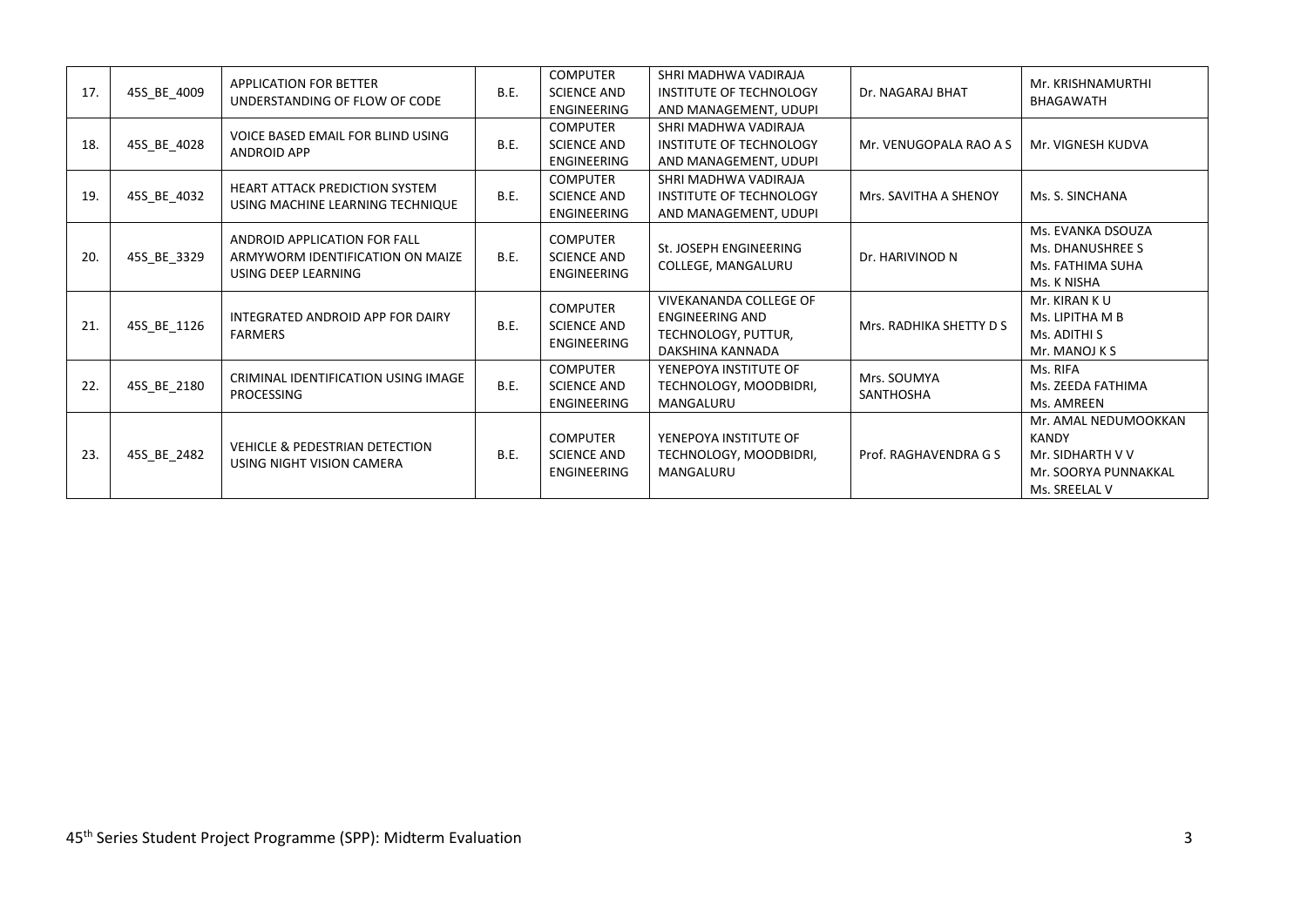| | | | | | | | |
|---|---|---|---|---|---|---|---|
| 17. | 45S_BE_4009 | APPLICATION FOR BETTER UNDERSTANDING OF FLOW OF CODE | B.E. | COMPUTER SCIENCE AND ENGINEERING | SHRI MADHWA VADIRAJA INSTITUTE OF TECHNOLOGY AND MANAGEMENT, UDUPI | Dr. NAGARAJ BHAT | Mr. KRISHNAMURTHI BHAGAWATH |
| 18. | 45S_BE_4028 | VOICE BASED EMAIL FOR BLIND USING ANDROID APP | B.E. | COMPUTER SCIENCE AND ENGINEERING | SHRI MADHWA VADIRAJA INSTITUTE OF TECHNOLOGY AND MANAGEMENT, UDUPI | Mr. VENUGOPALA RAO A S | Mr. VIGNESH KUDVA |
| 19. | 45S_BE_4032 | HEART ATTACK PREDICTION SYSTEM USING MACHINE LEARNING TECHNIQUE | B.E. | COMPUTER SCIENCE AND ENGINEERING | SHRI MADHWA VADIRAJA INSTITUTE OF TECHNOLOGY AND MANAGEMENT, UDUPI | Mrs. SAVITHA A SHENOY | Ms. S. SINCHANA |
| 20. | 45S_BE_3329 | ANDROID APPLICATION FOR FALL ARMYWORM IDENTIFICATION ON MAIZE USING DEEP LEARNING | B.E. | COMPUTER SCIENCE AND ENGINEERING | St. JOSEPH ENGINEERING COLLEGE, MANGALURU | Dr. HARIVINOD N | Ms. EVANKA DSOUZA<br>Ms. DHANUSHREE S<br>Ms. FATHIMA SUHA<br>Ms. K NISHA |
| 21. | 45S_BE_1126 | INTEGRATED ANDROID APP FOR DAIRY FARMERS | B.E. | COMPUTER SCIENCE AND ENGINEERING | VIVEKANANDA COLLEGE OF ENGINEERING AND TECHNOLOGY, PUTTUR, DAKSHINA KANNADA | Mrs. RADHIKA SHETTY D S | Mr. KIRAN K U<br>Ms. LIPITHA M B<br>Ms. ADITHI S<br>Mr. MANOJ K S |
| 22. | 45S_BE_2180 | CRIMINAL IDENTIFICATION USING IMAGE PROCESSING | B.E. | COMPUTER SCIENCE AND ENGINEERING | YENEPOYA INSTITUTE OF TECHNOLOGY, MOODBIDRI, MANGALURU | Mrs. SOUMYA SANTHOSHA | Ms. RIFA<br>Ms. ZEEDA FATHIMA<br>Ms. AMREEN |
| 23. | 45S_BE_2482 | VEHICLE & PEDESTRIAN DETECTION USING NIGHT VISION CAMERA | B.E. | COMPUTER SCIENCE AND ENGINEERING | YENEPOYA INSTITUTE OF TECHNOLOGY, MOODBIDRI, MANGALURU | Prof. RAGHAVENDRA G S | Mr. AMAL NEDUMOOKKAN KANDY<br>Mr. SIDHARTH V V<br>Mr. SOORYA PUNNAKKAL<br>Ms. SREELAL V |